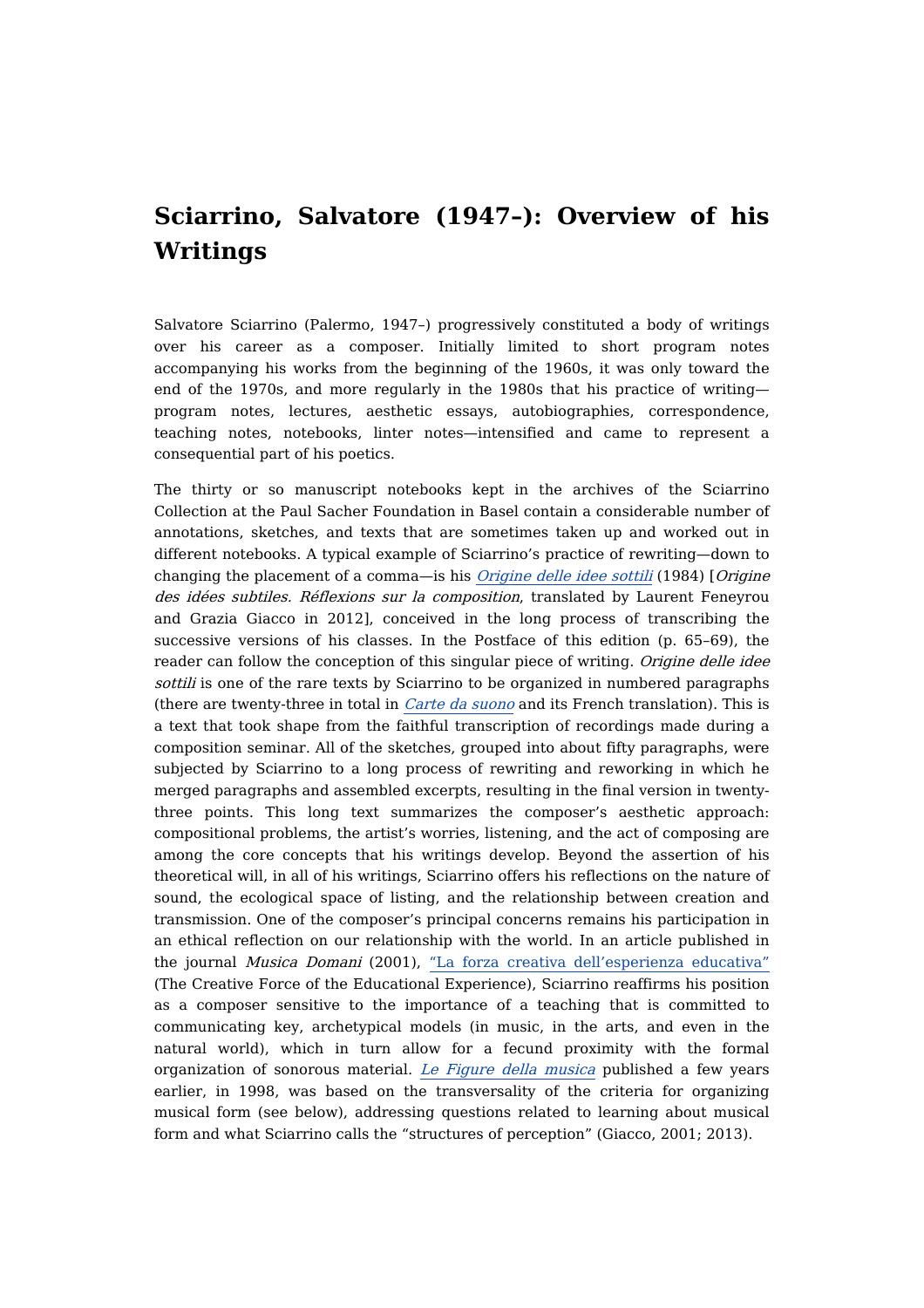# Sciarrino, Salvatore (1947–): Overview of his Writings

Salvatore Sciarrino (Palermo, 1947–) progressively constituted a body of writings over his career as a composer. Initially limited to short program notes accompanying his works from the beginning of the 1960s, it was only toward the end of the 1970s, and more regularly in the 1980s that his practice of writing—program notes, lectures, aesthetic essays, autobiographies, correspondence, teaching notes, notebooks, linter notes—intensified and came to represent a consequential part of his poetics.

The thirty or so manuscript notebooks kept in the archives of the Sciarrino Collection at the Paul Sacher Foundation in Basel contain a considerable number of annotations, sketches, and texts that are sometimes taken up and worked out in different notebooks. A typical example of Sciarrino's practice of rewriting—down to changing the placement of a comma—is his *Origine delle idee sottili* (1984) [*Origine des idées subtiles. Réflexions sur la composition*, translated by Laurent Feneyrou and Grazia Giacco in 2012], conceived in the long process of transcribing the successive versions of his classes. In the Postface of this edition (p. 65–69), the reader can follow the conception of this singular piece of writing. *Origine delle idee sottili* is one of the rare texts by Sciarrino to be organized in numbered paragraphs (there are twenty-three in total in *Carte da suono* and its French translation). This is a text that took shape from the faithful transcription of recordings made during a composition seminar. All of the sketches, grouped into about fifty paragraphs, were subjected by Sciarrino to a long process of rewriting and reworking in which he merged paragraphs and assembled excerpts, resulting in the final version in twenty-three points. This long text summarizes the composer's aesthetic approach: compositional problems, the artist's worries, listening, and the act of composing are among the core concepts that his writings develop. Beyond the assertion of his theoretical will, in all of his writings, Sciarrino offers his reflections on the nature of sound, the ecological space of listing, and the relationship between creation and transmission. One of the composer's principal concerns remains his participation in an ethical reflection on our relationship with the world. In an article published in the journal *Musica Domani* (2001), "La forza creativa dell'esperienza educativa" (The Creative Force of the Educational Experience), Sciarrino reaffirms his position as a composer sensitive to the importance of a teaching that is committed to communicating key, archetypical models (in music, in the arts, and even in the natural world), which in turn allow for a fecund proximity with the formal organization of sonorous material. *Le Figure della musica* published a few years earlier, in 1998, was based on the transversality of the criteria for organizing musical form (see below), addressing questions related to learning about musical form and what Sciarrino calls the "structures of perception" (Giacco, 2001; 2013).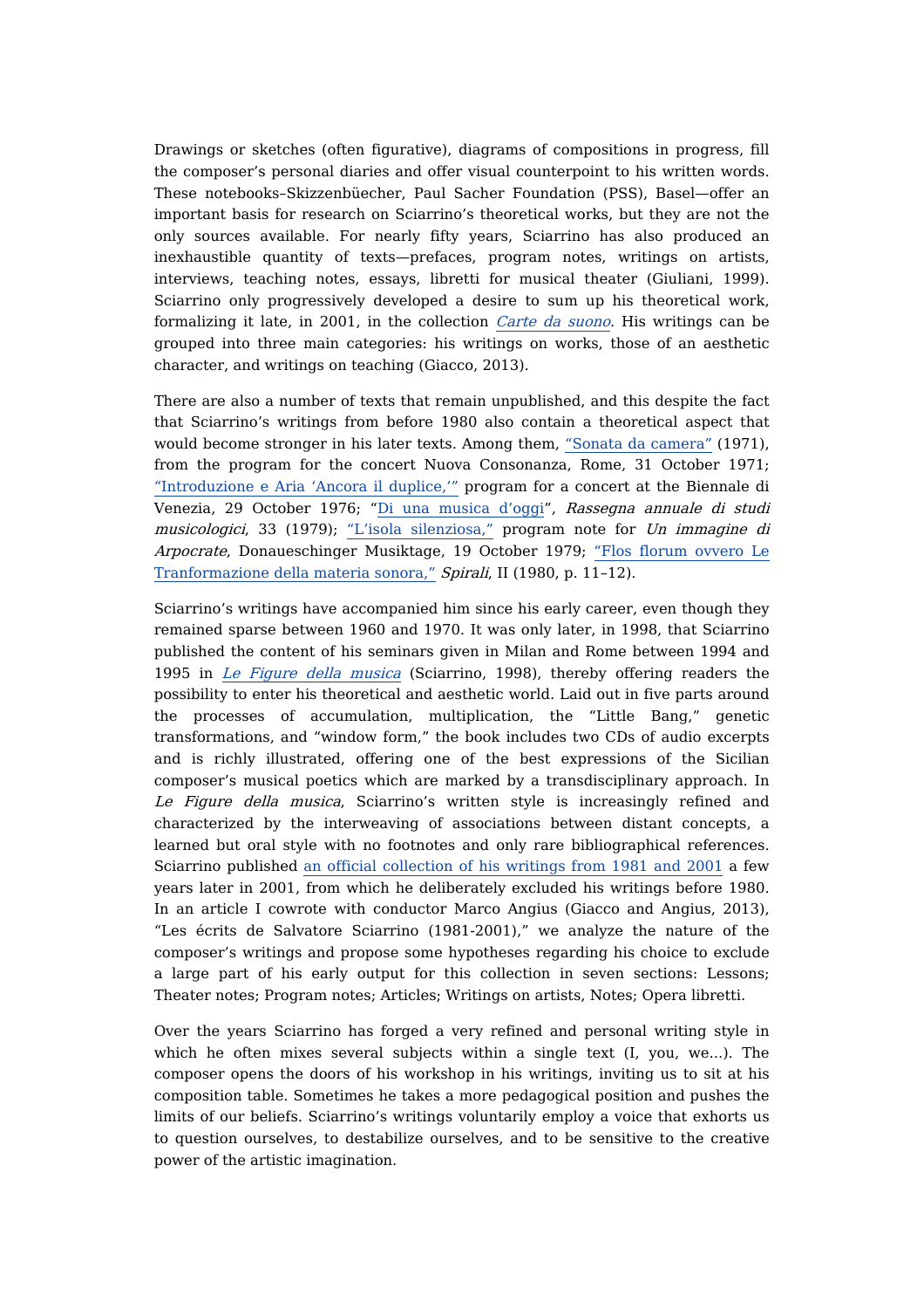Drawings or sketches (often figurative), diagrams of compositions in progress, fill the composer's personal diaries and offer visual counterpoint to his written words. These notebooks–Skizzenbüecher, Paul Sacher Foundation (PSS), Basel—offer an important basis for research on Sciarrino's theoretical works, but they are not the only sources available. For nearly fifty years, Sciarrino has also produced an inexhaustible quantity of texts—prefaces, program notes, writings on artists, interviews, teaching notes, essays, libretti for musical theater (Giuliani, 1999). Sciarrino only progressively developed a desire to sum up his theoretical work, formalizing it late, in 2001, in the collection *Carte da suono*. His writings can be grouped into three main categories: his writings on works, those of an aesthetic character, and writings on teaching (Giacco, 2013).

There are also a number of texts that remain unpublished, and this despite the fact that Sciarrino's writings from before 1980 also contain a theoretical aspect that would become stronger in his later texts. Among them, "Sonata da camera" (1971), from the program for the concert Nuova Consonanza, Rome, 31 October 1971; "Introduzione e Aria 'Ancora il duplice,'" program for a concert at the Biennale di Venezia, 29 October 1976; "Di una musica d'oggi", *Rassegna annuale di studi musicologici*, 33 (1979); "L'isola silenziosa," program note for *Un immagine di Arpocrate*, Donaueschinger Musiktage, 19 October 1979; "Flos florum ovvero Le Tranformazione della materia sonora," *Spirali*, II (1980, p. 11–12).

Sciarrino's writings have accompanied him since his early career, even though they remained sparse between 1960 and 1970. It was only later, in 1998, that Sciarrino published the content of his seminars given in Milan and Rome between 1994 and 1995 in *Le Figure della musica* (Sciarrino, 1998), thereby offering readers the possibility to enter his theoretical and aesthetic world. Laid out in five parts around the processes of accumulation, multiplication, the "Little Bang," genetic transformations, and "window form," the book includes two CDs of audio excerpts and is richly illustrated, offering one of the best expressions of the Sicilian composer's musical poetics which are marked by a transdisciplinary approach. In *Le Figure della musica*, Sciarrino's written style is increasingly refined and characterized by the interweaving of associations between distant concepts, a learned but oral style with no footnotes and only rare bibliographical references. Sciarrino published an official collection of his writings from 1981 and 2001 a few years later in 2001, from which he deliberately excluded his writings before 1980. In an article I cowrote with conductor Marco Angius (Giacco and Angius, 2013), "Les écrits de Salvatore Sciarrino (1981-2001)," we analyze the nature of the composer's writings and propose some hypotheses regarding his choice to exclude a large part of his early output for this collection in seven sections: Lessons; Theater notes; Program notes; Articles; Writings on artists, Notes; Opera libretti.

Over the years Sciarrino has forged a very refined and personal writing style in which he often mixes several subjects within a single text (I, you, we...). The composer opens the doors of his workshop in his writings, inviting us to sit at his composition table. Sometimes he takes a more pedagogical position and pushes the limits of our beliefs. Sciarrino's writings voluntarily employ a voice that exhorts us to question ourselves, to destabilize ourselves, and to be sensitive to the creative power of the artistic imagination.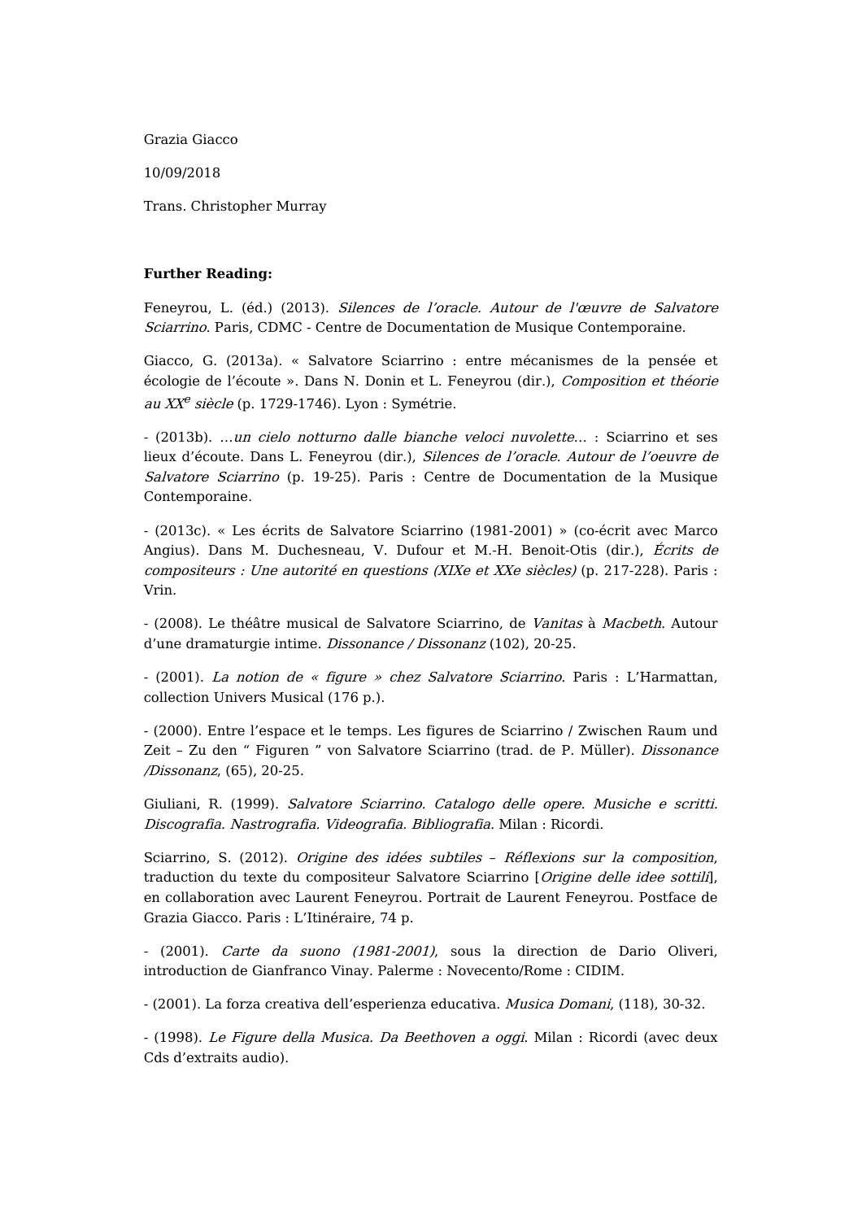Grazia Giacco

10/09/2018

Trans. Christopher Murray

**Further Reading:**

Feneyrou, L. (éd.) (2013). *Silences de l'oracle. Autour de l'œuvre de Salvatore Sciarrino*. Paris, CDMC - Centre de Documentation de Musique Contemporaine.

Giacco, G. (2013a). « Salvatore Sciarrino : entre mécanismes de la pensée et écologie de l'écoute ». Dans N. Donin et L. Feneyrou (dir.), *Composition et théorie au XX^e^ siècle* (p. 1729-1746). Lyon : Symétrie.

- (2013b). …*un cielo notturno dalle bianche veloci nuvolette*… : Sciarrino et ses lieux d'écoute. Dans L. Feneyrou (dir.), *Silences de l'oracle. Autour de l'oeuvre de Salvatore Sciarrino* (p. 19-25). Paris : Centre de Documentation de la Musique Contemporaine.

- (2013c). « Les écrits de Salvatore Sciarrino (1981-2001) » (co-écrit avec Marco Angius). Dans M. Duchesneau, V. Dufour et M.-H. Benoit-Otis (dir.), *Écrits de compositeurs : Une autorité en questions (XIXe et XXe siècles)* (p. 217-228). Paris : Vrin.

- (2008). Le théâtre musical de Salvatore Sciarrino, de *Vanitas* à *Macbeth*. Autour d'une dramaturgie intime. *Dissonance / Dissonanz* (102), 20-25.

- (2001). *La notion de « figure » chez Salvatore Sciarrino*. Paris : L'Harmattan, collection Univers Musical (176 p.).

- (2000). Entre l'espace et le temps. Les figures de Sciarrino / Zwischen Raum und Zeit – Zu den " Figuren " von Salvatore Sciarrino (trad. de P. Müller). *Dissonance /Dissonanz*, (65), 20-25.

Giuliani, R. (1999). *Salvatore Sciarrino. Catalogo delle opere. Musiche e scritti. Discografia. Nastrografia. Videografia. Bibliografia*. Milan : Ricordi.

Sciarrino, S. (2012). *Origine des idées subtiles – Réflexions sur la composition*, traduction du texte du compositeur Salvatore Sciarrino [*Origine delle idee sottili*], en collaboration avec Laurent Feneyrou. Portrait de Laurent Feneyrou. Postface de Grazia Giacco. Paris : L'Itinéraire, 74 p.

- (2001). *Carte da suono (1981-2001)*, sous la direction de Dario Oliveri, introduction de Gianfranco Vinay. Palerme : Novecento/Rome : CIDIM.

- (2001). La forza creativa dell'esperienza educativa. *Musica Domani*, (118), 30-32.

- (1998). *Le Figure della Musica. Da Beethoven a oggi*. Milan : Ricordi (avec deux Cds d'extraits audio).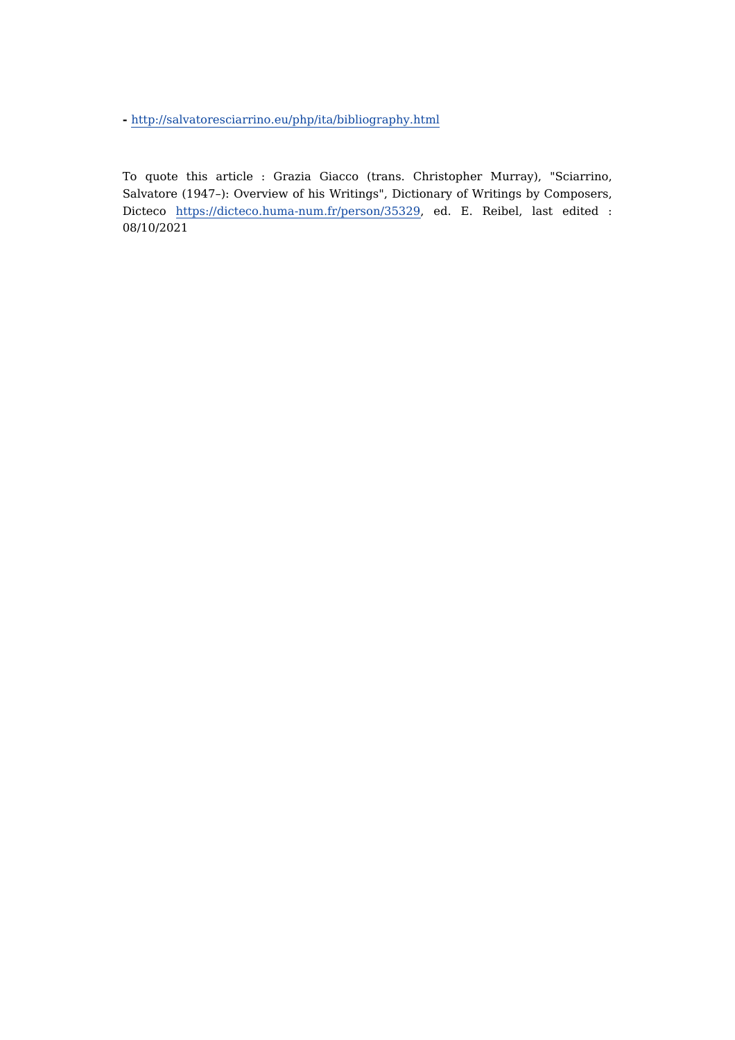- http://salvatoresciarrino.eu/php/ita/bibliography.html

To quote this article : Grazia Giacco (trans. Christopher Murray), "Sciarrino, Salvatore (1947–): Overview of his Writings", Dictionary of Writings by Composers, Dicteco https://dicteco.huma-num.fr/person/35329, ed. E. Reibel, last edited : 08/10/2021